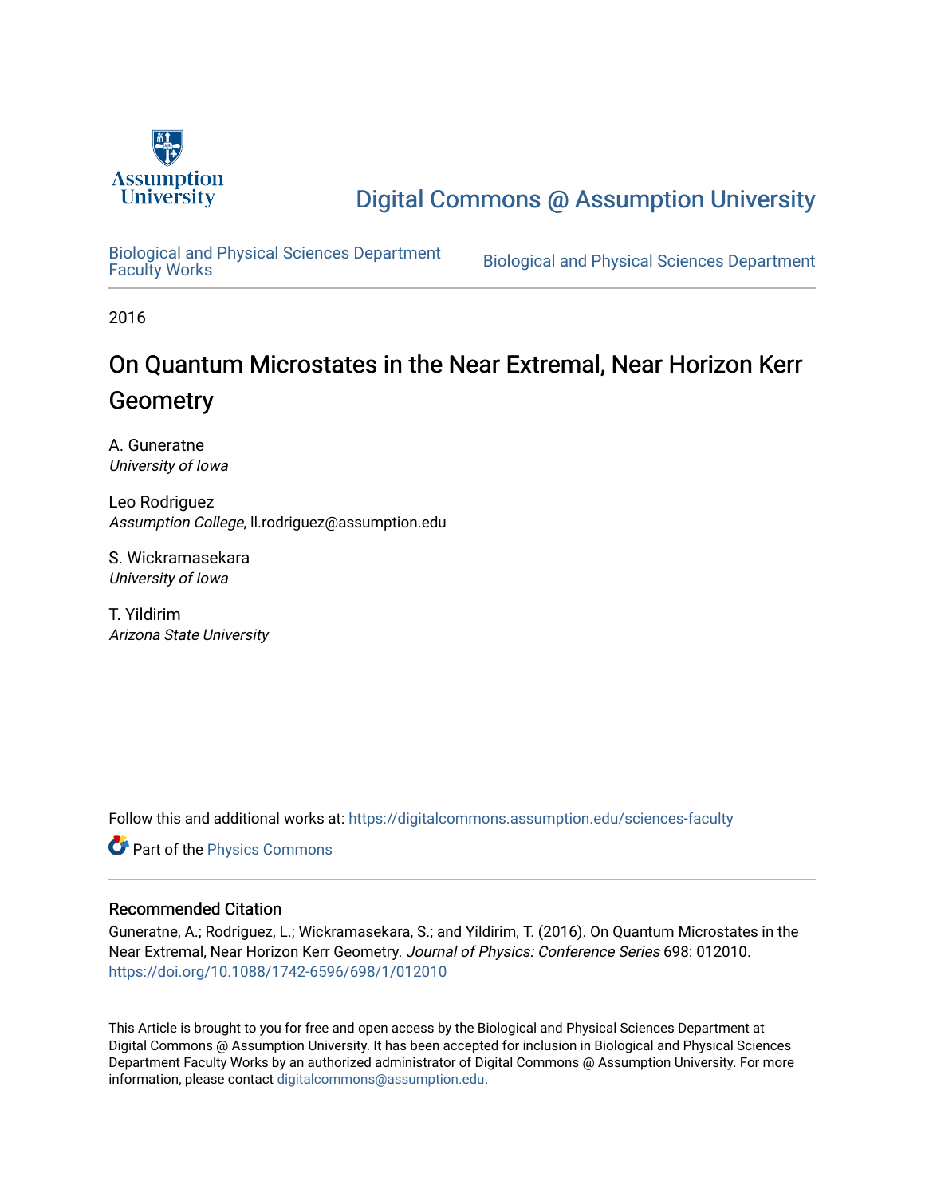Assumption University

Digital Commons @ Assumption University

Biological and Physical Sciences Department Faculty Works

Biological and Physical Sciences Department

2016

# On Quantum Microstates in the Near Extremal, Near Horizon Kerr Geometry

A. Guneratne
*University of Iowa*

Leo Rodriguez
*Assumption College*, ll.rodriguez@assumption.edu

S. Wickramasekara
*University of Iowa*

T. Yildirim
*Arizona State University*

Follow this and additional works at: https://digitalcommons.assumption.edu/sciences-faculty

Part of the Physics Commons

## Recommended Citation

Guneratne, A.; Rodriguez, L.; Wickramasekara, S.; and Yildirim, T. (2016). On Quantum Microstates in the Near Extremal, Near Horizon Kerr Geometry. *Journal of Physics: Conference Series* 698: 012010. https://doi.org/10.1088/1742-6596/698/1/012010

This Article is brought to you for free and open access by the Biological and Physical Sciences Department at Digital Commons @ Assumption University. It has been accepted for inclusion in Biological and Physical Sciences Department Faculty Works by an authorized administrator of Digital Commons @ Assumption University. For more information, please contact digitalcommons@assumption.edu.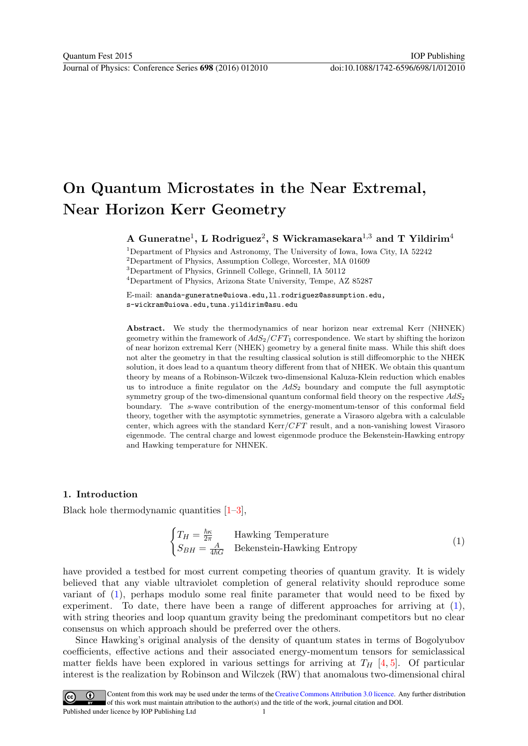# On Quantum Microstates in the Near Extremal, Near Horizon Kerr Geometry

**A Guneratne[1], L Rodriguez[2], S Wickramasekara[1,3] and T Yildirim[4]**

[1]Department of Physics and Astronomy, The University of Iowa, Iowa City, IA 52242
[2]Department of Physics, Assumption College, Worcester, MA 01609
[3]Department of Physics, Grinnell College, Grinnell, IA 50112
[4]Department of Physics, Arizona State University, Tempe, AZ 85287

E-mail: `ananda-guneratne@uiowa.edu`, `ll.rodriguez@assumption.edu`, `s-wickram@uiowa.edu`, `tuna.yildirim@asu.edu`

**Abstract.** We study the thermodynamics of near horizon near extremal Kerr (NHNEK) geometry within the framework of $AdS_2/CFT_1$ correspondence. We start by shifting the horizon of near horizon extremal Kerr (NHEK) geometry by a general finite mass. While this shift does not alter the geometry in that the resulting classical solution is still diffeomorphic to the NHEK solution, it does lead to a quantum theory different from that of NHEK. We obtain this quantum theory by means of a Robinson-Wilczek two-dimensional Kaluza-Klein reduction which enables us to introduce a finite regulator on the $AdS_2$ boundary and compute the full asymptotic symmetry group of the two-dimensional quantum conformal field theory on the respective $AdS_2$ boundary. The $s$-wave contribution of the energy-momentum-tensor of this conformal field theory, together with the asymptotic symmetries, generate a Virasoro algebra with a calculable center, which agrees with the standard $Kerr/CFT$ result, and a non-vanishing lowest Virasoro eigenmode. The central charge and lowest eigenmode produce the Bekenstein-Hawking entropy and Hawking temperature for NHNEK.

## 1. Introduction

Black hole thermodynamic quantities [1–3],

$$\begin{cases} T_H = \frac{\hbar\kappa}{2\pi} & \text{Hawking Temperature} \\ S_{BH} = \frac{A}{4\hbar G} & \text{Bekenstein-Hawking Entropy} \end{cases} \tag{1}$$

have provided a testbed for most current competing theories of quantum gravity. It is widely believed that any viable ultraviolet completion of general relativity should reproduce some variant of (1), perhaps modulo some real finite parameter that would need to be fixed by experiment. To date, there have been a range of different approaches for arriving at (1), with string theories and loop quantum gravity being the predominant competitors but no clear consensus on which approach should be preferred over the others.

Since Hawking's original analysis of the density of quantum states in terms of Bogolyubov coefficients, effective actions and their associated energy-momentum tensors for semiclassical matter fields have been explored in various settings for arriving at $T_H$ [4, 5]. Of particular interest is the realization by Robinson and Wilczek (RW) that anomalous two-dimensional chiral

Content from this work may be used under the terms of the Creative Commons Attribution 3.0 licence. Any further distribution of this work must maintain attribution to the author(s) and the title of the work, journal citation and DOI.
Published under licence by IOP Publishing Ltd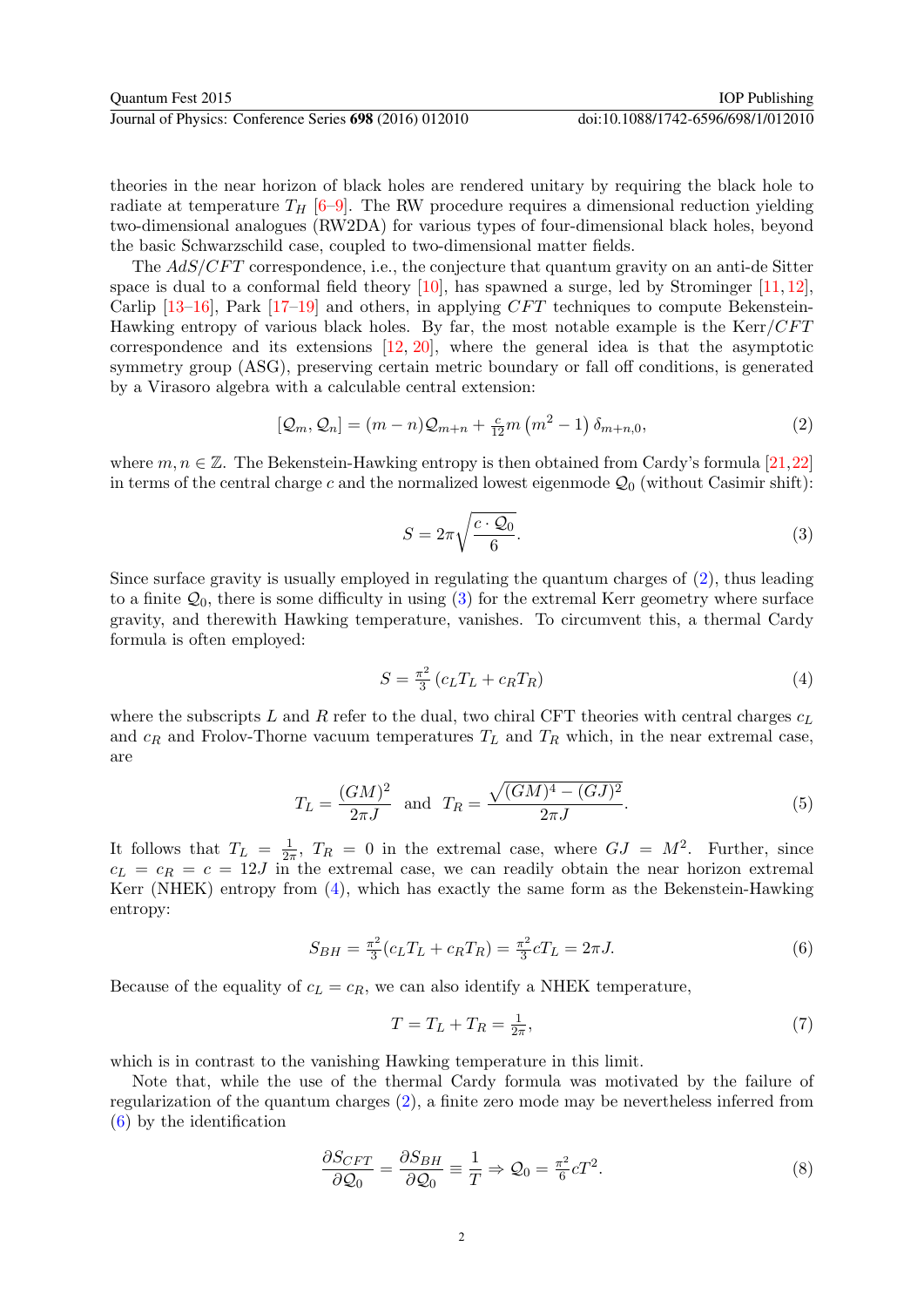theories in the near horizon of black holes are rendered unitary by requiring the black hole to radiate at temperature $T_H$ [6–9]. The RW procedure requires a dimensional reduction yielding two-dimensional analogues (RW2DA) for various types of four-dimensional black holes, beyond the basic Schwarzschild case, coupled to two-dimensional matter fields.

The $AdS/CFT$ correspondence, i.e., the conjecture that quantum gravity on an anti-de Sitter space is dual to a conformal field theory [10], has spawned a surge, led by Strominger [11, 12], Carlip [13–16], Park [17–19] and others, in applying $CFT$ techniques to compute Bekenstein-Hawking entropy of various black holes. By far, the most notable example is the Kerr/$CFT$ correspondence and its extensions [12, 20], where the general idea is that the asymptotic symmetry group (ASG), preserving certain metric boundary or fall off conditions, is generated by a Virasoro algebra with a calculable central extension:

$$[\mathcal{Q}_m, \mathcal{Q}_n] = (m-n)\mathcal{Q}_{m+n} + \tfrac{c}{12}m\left(m^2-1\right)\delta_{m+n,0}, \tag{2}$$

where $m, n \in \mathbb{Z}$. The Bekenstein-Hawking entropy is then obtained from Cardy's formula [21,22] in terms of the central charge $c$ and the normalized lowest eigenmode $\mathcal{Q}_0$ (without Casimir shift):

$$S = 2\pi\sqrt{\frac{c \cdot \mathcal{Q}_0}{6}}. \tag{3}$$

Since surface gravity is usually employed in regulating the quantum charges of (2), thus leading to a finite $\mathcal{Q}_0$, there is some difficulty in using (3) for the extremal Kerr geometry where surface gravity, and therewith Hawking temperature, vanishes. To circumvent this, a thermal Cardy formula is often employed:

$$S = \tfrac{\pi^2}{3}\left(c_L T_L + c_R T_R\right) \tag{4}$$

where the subscripts $L$ and $R$ refer to the dual, two chiral CFT theories with central charges $c_L$ and $c_R$ and Frolov-Thorne vacuum temperatures $T_L$ and $T_R$ which, in the near extremal case, are

$$T_L = \frac{(GM)^2}{2\pi J} \quad \text{and} \quad T_R = \frac{\sqrt{(GM)^4-(GJ)^2}}{2\pi J}. \tag{5}$$

It follows that $T_L = \frac{1}{2\pi}$, $T_R = 0$ in the extremal case, where $GJ = M^2$. Further, since $c_L = c_R = c = 12J$ in the extremal case, we can readily obtain the near horizon extremal Kerr (NHEK) entropy from (4), which has exactly the same form as the Bekenstein-Hawking entropy:

$$S_{BH} = \tfrac{\pi^2}{3}(c_L T_L + c_R T_R) = \tfrac{\pi^2}{3}cT_L = 2\pi J. \tag{6}$$

Because of the equality of $c_L = c_R$, we can also identify a NHEK temperature,

$$T = T_L + T_R = \tfrac{1}{2\pi}, \tag{7}$$

which is in contrast to the vanishing Hawking temperature in this limit.

Note that, while the use of the thermal Cardy formula was motivated by the failure of regularization of the quantum charges (2), a finite zero mode may be nevertheless inferred from (6) by the identification

$$\frac{\partial S_{CFT}}{\partial \mathcal{Q}_0} = \frac{\partial S_{BH}}{\partial \mathcal{Q}_0} \equiv \frac{1}{T} \Rightarrow \mathcal{Q}_0 = \tfrac{\pi^2}{6}cT^2. \tag{8}$$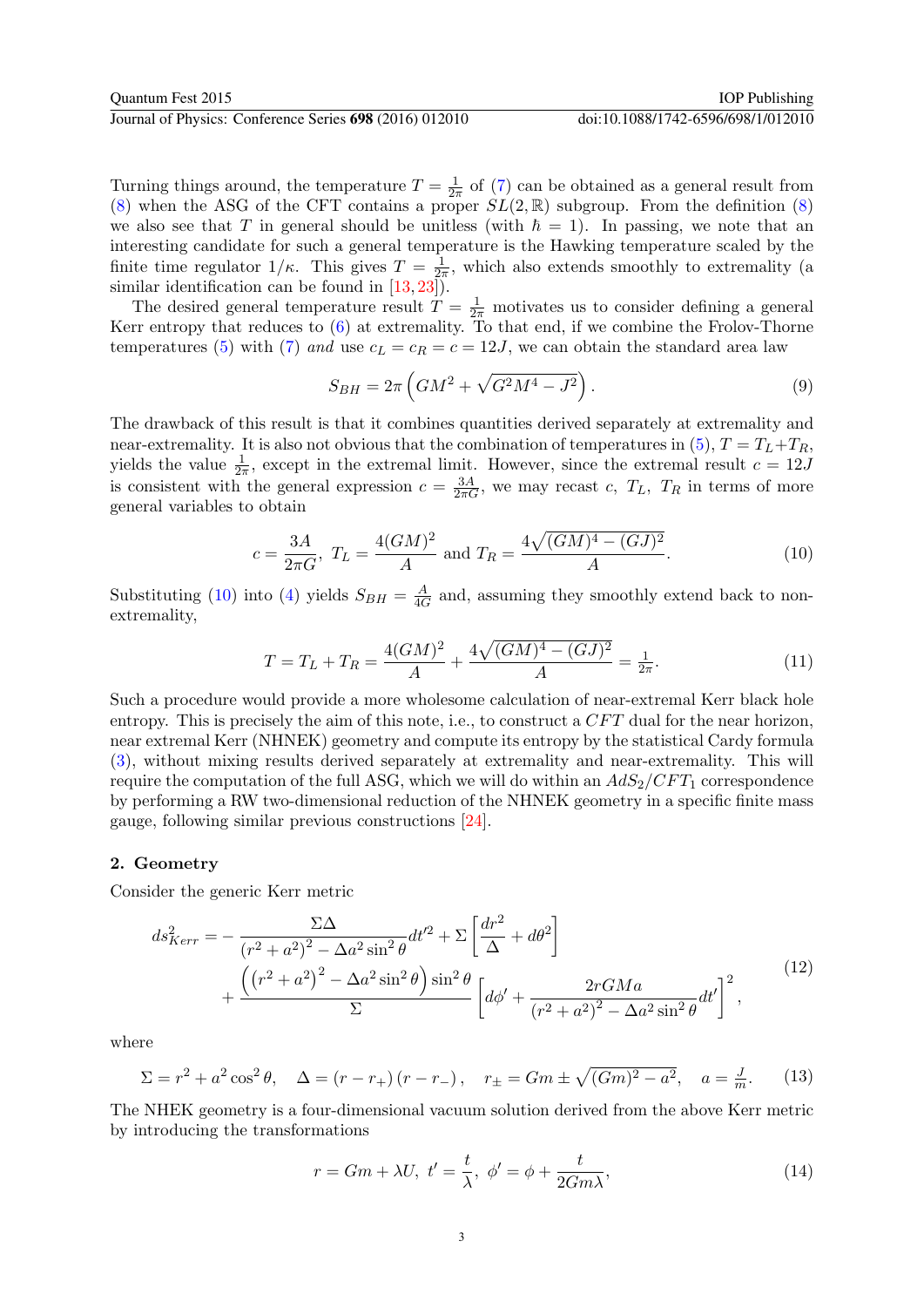Turning things around, the temperature $T = \frac{1}{2\pi}$ of (7) can be obtained as a general result from (8) when the ASG of the CFT contains a proper $SL(2,\mathbb{R})$ subgroup. From the definition (8) we also see that $T$ in general should be unitless (with $\hbar = 1$). In passing, we note that an interesting candidate for such a general temperature is the Hawking temperature scaled by the finite time regulator $1/\kappa$. This gives $T = \frac{1}{2\pi}$, which also extends smoothly to extremality (a similar identification can be found in [13, 23]).

The desired general temperature result $T = \frac{1}{2\pi}$ motivates us to consider defining a general Kerr entropy that reduces to (6) at extremality. To that end, if we combine the Frolov-Thorne temperatures (5) with (7) *and* use $c_L = c_R = c = 12J$, we can obtain the standard area law

$$S_{BH} = 2\pi \left( GM^2 + \sqrt{G^2M^4 - J^2} \right). \tag{9}$$

The drawback of this result is that it combines quantities derived separately at extremality and near-extremality. It is also not obvious that the combination of temperatures in (5), $T = T_L + T_R$, yields the value $\frac{1}{2\pi}$, except in the extremal limit. However, since the extremal result $c = 12J$ is consistent with the general expression $c = \frac{3A}{2\pi G}$, we may recast $c$, $T_L$, $T_R$ in terms of more general variables to obtain

$$c = \frac{3A}{2\pi G}, \ T_L = \frac{4(GM)^2}{A} \text{ and } T_R = \frac{4\sqrt{(GM)^4 - (GJ)^2}}{A}. \tag{10}$$

Substituting (10) into (4) yields $S_{BH} = \frac{A}{4G}$ and, assuming they smoothly extend back to non-extremality,

$$T = T_L + T_R = \frac{4(GM)^2}{A} + \frac{4\sqrt{(GM)^4 - (GJ)^2}}{A} = \frac{1}{2\pi}. \tag{11}$$

Such a procedure would provide a more wholesome calculation of near-extremal Kerr black hole entropy. This is precisely the aim of this note, i.e., to construct a $CFT$ dual for the near horizon, near extremal Kerr (NHNEK) geometry and compute its entropy by the statistical Cardy formula (3), without mixing results derived separately at extremality and near-extremality. This will require the computation of the full ASG, which we will do within an $AdS_2/CFT_1$ correspondence by performing a RW two-dimensional reduction of the NHNEK geometry in a specific finite mass gauge, following similar previous constructions [24].

## 2. Geometry

Consider the generic Kerr metric

$$\begin{aligned} ds^2_{Kerr} = &- \frac{\Sigma\Delta}{\left(r^2+a^2\right)^2 - \Delta a^2 \sin^2\theta} dt'^2 + \Sigma \left[ \frac{dr^2}{\Delta} + d\theta^2 \right] \\ &+ \frac{\left( \left(r^2+a^2\right)^2 - \Delta a^2 \sin^2\theta \right) \sin^2\theta}{\Sigma} \left[ d\phi' + \frac{2rGMa}{\left(r^2+a^2\right)^2 - \Delta a^2 \sin^2\theta} dt' \right]^2, \end{aligned} \tag{12}$$

where

$$\Sigma = r^2 + a^2\cos^2\theta, \quad \Delta = (r - r_+)(r - r_-), \quad r_\pm = Gm \pm \sqrt{(Gm)^2 - a^2}, \quad a = \tfrac{J}{m}. \tag{13}$$

The NHEK geometry is a four-dimensional vacuum solution derived from the above Kerr metric by introducing the transformations

$$r = Gm + \lambda U, \ t' = \frac{t}{\lambda}, \ \phi' = \phi + \frac{t}{2Gm\lambda}, \tag{14}$$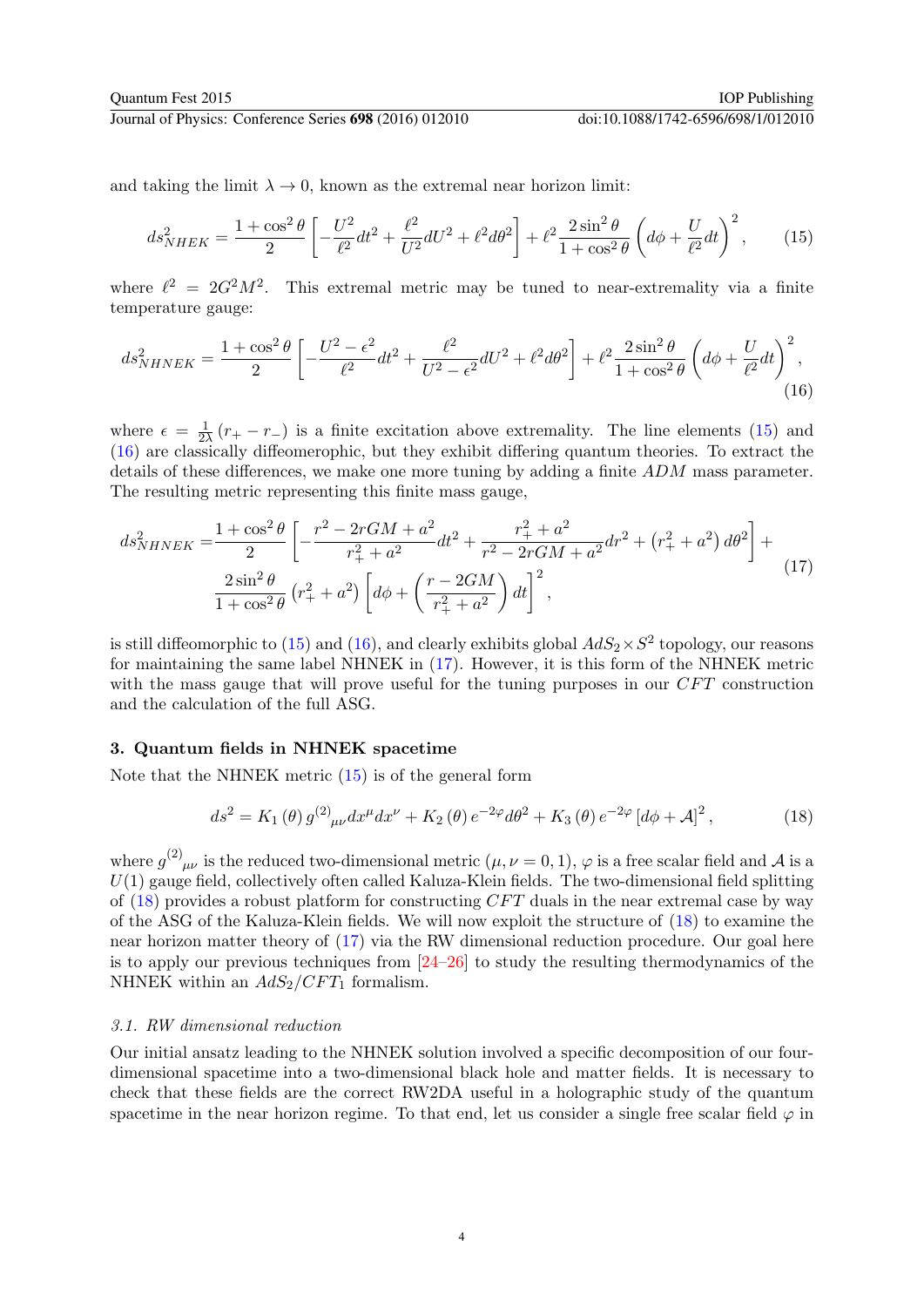and taking the limit $\lambda \to 0$, known as the extremal near horizon limit:

$$ds^2_{NHEK} = \frac{1+\cos^2\theta}{2}\left[-\frac{U^2}{\ell^2}dt^2 + \frac{\ell^2}{U^2}dU^2 + \ell^2 d\theta^2\right] + \ell^2 \frac{2\sin^2\theta}{1+\cos^2\theta}\left(d\phi + \frac{U}{\ell^2}dt\right)^2, \tag{15}$$

where $\ell^2 = 2G^2M^2$. This extremal metric may be tuned to near-extremality via a finite temperature gauge:

$$ds^2_{NHNEK} = \frac{1+\cos^2\theta}{2}\left[-\frac{U^2-\epsilon^2}{\ell^2}dt^2 + \frac{\ell^2}{U^2-\epsilon^2}dU^2 + \ell^2 d\theta^2\right] + \ell^2 \frac{2\sin^2\theta}{1+\cos^2\theta}\left(d\phi + \frac{U}{\ell^2}dt\right)^2, \tag{16}$$

where $\epsilon = \frac{1}{2\lambda}(r_+ - r_-)$ is a finite excitation above extremality. The line elements (15) and (16) are classically diffeomerophic, but they exhibit differing quantum theories. To extract the details of these differences, we make one more tuning by adding a finite $ADM$ mass parameter. The resulting metric representing this finite mass gauge,

$$\begin{aligned} ds^2_{NHNEK} =& \frac{1+\cos^2\theta}{2}\left[-\frac{r^2-2rGM+a^2}{r_+^2+a^2}dt^2 + \frac{r_+^2+a^2}{r^2-2rGM+a^2}dr^2 + \left(r_+^2+a^2\right)d\theta^2\right] + \\ & \frac{2\sin^2\theta}{1+\cos^2\theta}\left(r_+^2+a^2\right)\left[d\phi + \left(\frac{r-2GM}{r_+^2+a^2}\right)dt\right]^2, \end{aligned} \tag{17}$$

is still diffeomorphic to (15) and (16), and clearly exhibits global $AdS_2 \times S^2$ topology, our reasons for maintaining the same label NHNEK in (17). However, it is this form of the NHNEK metric with the mass gauge that will prove useful for the tuning purposes in our $CFT$ construction and the calculation of the full ASG.

## 3. Quantum fields in NHNEK spacetime

Note that the NHNEK metric (15) is of the general form

$$ds^2 = K_1(\theta)\, {g^{(2)}}_{\mu\nu}dx^\mu dx^\nu + K_2(\theta)\, e^{-2\varphi}d\theta^2 + K_3(\theta)\, e^{-2\varphi}\left[d\phi + \mathcal{A}\right]^2, \tag{18}$$

where ${g^{(2)}}_{\mu\nu}$ is the reduced two-dimensional metric $(\mu, \nu = 0, 1)$, $\varphi$ is a free scalar field and $\mathcal{A}$ is a $U(1)$ gauge field, collectively often called Kaluza-Klein fields. The two-dimensional field splitting of (18) provides a robust platform for constructing $CFT$ duals in the near extremal case by way of the ASG of the Kaluza-Klein fields. We will now exploit the structure of (18) to examine the near horizon matter theory of (17) via the RW dimensional reduction procedure. Our goal here is to apply our previous techniques from [24–26] to study the resulting thermodynamics of the NHNEK within an $AdS_2/CFT_1$ formalism.

### 3.1. RW dimensional reduction

Our initial ansatz leading to the NHNEK solution involved a specific decomposition of our four-dimensional spacetime into a two-dimensional black hole and matter fields. It is necessary to check that these fields are the correct RW2DA useful in a holographic study of the quantum spacetime in the near horizon regime. To that end, let us consider a single free scalar field $\varphi$ in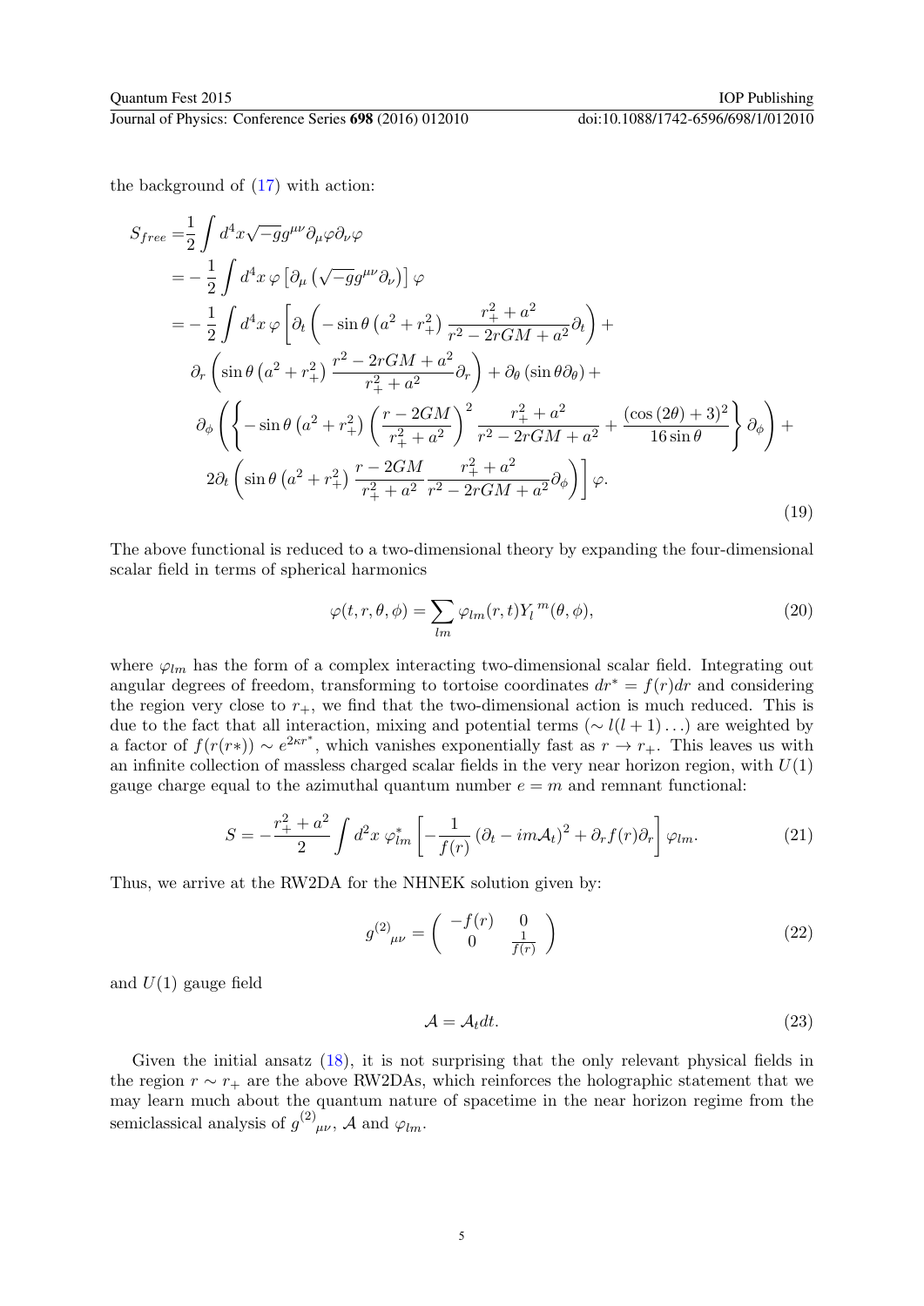the background of (17) with action:

$$
\begin{aligned}
S_{free} =& \frac{1}{2}\int d^4x\sqrt{-g}g^{\mu\nu}\partial_\mu\varphi\partial_\nu\varphi \\
=& -\frac{1}{2}\int d^4x\,\varphi\left[\partial_\mu\left(\sqrt{-g}g^{\mu\nu}\partial_\nu\right)\right]\varphi \\
=& -\frac{1}{2}\int d^4x\,\varphi\left[\partial_t\left(-\sin\theta\left(a^2+r_+^2\right)\frac{r_+^2+a^2}{r^2-2rGM+a^2}\partial_t\right)+\right. \\
& \partial_r\left(\sin\theta\left(a^2+r_+^2\right)\frac{r^2-2rGM+a^2}{r_+^2+a^2}\partial_r\right)+\partial_\theta\left(\sin\theta\partial_\theta\right)+ \\
& \partial_\phi\left(\left\{-\sin\theta\left(a^2+r_+^2\right)\left(\frac{r-2GM}{r_+^2+a^2}\right)^2\frac{r_+^2+a^2}{r^2-2rGM+a^2}+\frac{\left(\cos\left(2\theta\right)+3\right)^2}{16\sin\theta}\right\}\partial_\phi\right)+ \\
& \left. 2\partial_t\left(\sin\theta\left(a^2+r_+^2\right)\frac{r-2GM}{r_+^2+a^2}\frac{r_+^2+a^2}{r^2-2rGM+a^2}\partial_\phi\right)\right]\varphi.
\end{aligned}
\tag{19}
$$

The above functional is reduced to a two-dimensional theory by expanding the four-dimensional scalar field in terms of spherical harmonics

$$
\varphi(t,r,\theta,\phi)=\sum_{lm}\varphi_{lm}(r,t){Y_l}^m(\theta,\phi), \tag{20}
$$

where $\varphi_{lm}$ has the form of a complex interacting two-dimensional scalar field. Integrating out angular degrees of freedom, transforming to tortoise coordinates $dr^*=f(r)dr$ and considering the region very close to $r_+$, we find that the two-dimensional action is much reduced. This is due to the fact that all interaction, mixing and potential terms ($\sim l(l+1)\ldots$) are weighted by a factor of $f(r(r*))\sim e^{2\kappa r^*}$, which vanishes exponentially fast as $r\to r_+$. This leaves us with an infinite collection of massless charged scalar fields in the very near horizon region, with $U(1)$ gauge charge equal to the azimuthal quantum number $e=m$ and remnant functional:

$$
S=-\frac{r_+^2+a^2}{2}\int d^2x\;\varphi_{lm}^*\left[-\frac{1}{f(r)}\left(\partial_t-im\mathcal{A}_t\right)^2+\partial_r f(r)\partial_r\right]\varphi_{lm}. \tag{21}
$$

Thus, we arrive at the RW2DA for the NHNEK solution given by:

$$
{g^{(2)}}_{\mu\nu}=\left(\begin{array}{cc}-f(r) & 0\\ 0 & \frac{1}{f(r)}\end{array}\right) \tag{22}
$$

and $U(1)$ gauge field

$$
\mathcal{A}=\mathcal{A}_t dt. \tag{23}
$$

Given the initial ansatz (18), it is not surprising that the only relevant physical fields in the region $r\sim r_+$ are the above RW2DAs, which reinforces the holographic statement that we may learn much about the quantum nature of spacetime in the near horizon regime from the semiclassical analysis of ${g^{(2)}}_{\mu\nu}$, $\mathcal{A}$ and $\varphi_{lm}$.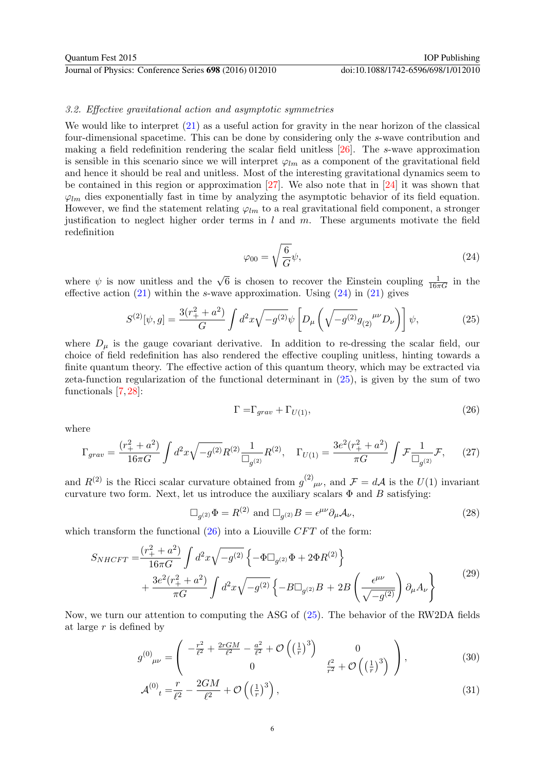### 3.2. *Effective gravitational action and asymptotic symmetries*

We would like to interpret (21) as a useful action for gravity in the near horizon of the classical four-dimensional spacetime. This can be done by considering only the $s$-wave contribution and making a field redefinition rendering the scalar field unitless [26]. The $s$-wave approximation is sensible in this scenario since we will interpret $\varphi_{lm}$ as a component of the gravitational field and hence it should be real and unitless. Most of the interesting gravitational dynamics seem to be contained in this region or approximation [27]. We also note that in [24] it was shown that $\varphi_{lm}$ dies exponentially fast in time by analyzing the asymptotic behavior of its field equation. However, we find the statement relating $\varphi_{lm}$ to a real gravitational field component, a stronger justification to neglect higher order terms in $l$ and $m$. These arguments motivate the field redefinition

$$\varphi_{00} = \sqrt{\frac{6}{G}}\psi, \tag{24}$$

where $\psi$ is now unitless and the $\sqrt{6}$ is chosen to recover the Einstein coupling $\frac{1}{16\pi G}$ in the effective action (21) within the $s$-wave approximation. Using (24) in (21) gives

$$S^{(2)}[\psi, g] = \frac{3(r_+^2 + a^2)}{G} \int d^2x \sqrt{-g^{(2)}}\psi \left[ D_\mu \left( \sqrt{-g^{(2)}} {g_{(2)}}^{\mu\nu} D_\nu \right) \right] \psi, \tag{25}$$

where $D_\mu$ is the gauge covariant derivative. In addition to re-dressing the scalar field, our choice of field redefinition has also rendered the effective coupling unitless, hinting towards a finite quantum theory. The effective action of this quantum theory, which may be extracted via zeta-function regularization of the functional determinant in (25), is given by the sum of two functionals [7, 28]:

$$\Gamma = \Gamma_{grav} + \Gamma_{U(1)}, \tag{26}$$

where

$$\Gamma_{grav} = \frac{(r_+^2 + a^2)}{16\pi G} \int d^2x \sqrt{-g^{(2)}} R^{(2)} \frac{1}{\Box_{g^{(2)}}} R^{(2)}, \quad \Gamma_{U(1)} = \frac{3e^2(r_+^2 + a^2)}{\pi G} \int \mathcal{F} \frac{1}{\Box_{g^{(2)}}} \mathcal{F}, \tag{27}$$

and $R^{(2)}$ is the Ricci scalar curvature obtained from ${g^{(2)}}_{\mu\nu}$, and $\mathcal{F} = d\mathcal{A}$ is the $U(1)$ invariant curvature two form. Next, let us introduce the auxiliary scalars $\Phi$ and $B$ satisfying:

$$\Box_{g^{(2)}} \Phi = R^{(2)} \text{ and } \Box_{g^{(2)}} B = \epsilon^{\mu\nu} \partial_\mu \mathcal{A}_\nu, \tag{28}$$

which transform the functional (26) into a Liouville $CFT$ of the form:

$$\begin{aligned} S_{NHCFT} =& \frac{(r_+^2 + a^2)}{16\pi G} \int d^2x \sqrt{-g^{(2)}} \left\{ -\Phi \Box_{g^{(2)}} \Phi + 2\Phi R^{(2)} \right\} \\ &+ \frac{3e^2(r_+^2 + a^2)}{\pi G} \int d^2x \sqrt{-g^{(2)}} \left\{ -B \Box_{g^{(2)}} B + 2B \left( \frac{\epsilon^{\mu\nu}}{\sqrt{-g^{(2)}}} \right) \partial_\mu A_\nu \right\} \end{aligned} \tag{29}$$

Now, we turn our attention to computing the ASG of (25). The behavior of the RW2DA fields at large $r$ is defined by

$${g^{(0)}}_{\mu\nu} = \begin{pmatrix} -\frac{r^2}{\ell^2} + \frac{2rGM}{\ell^2} - \frac{a^2}{\ell^2} + \mathcal{O}\left(\left(\frac{1}{r}\right)^3\right) & 0 \\ 0 & \frac{\ell^2}{r^2} + \mathcal{O}\left(\left(\frac{1}{r}\right)^3\right) \end{pmatrix}, \tag{30}$$

$${\mathcal{A}^{(0)}}_t = \frac{r}{\ell^2} - \frac{2GM}{\ell^2} + \mathcal{O}\left(\left(\frac{1}{r}\right)^3\right), \tag{31}$$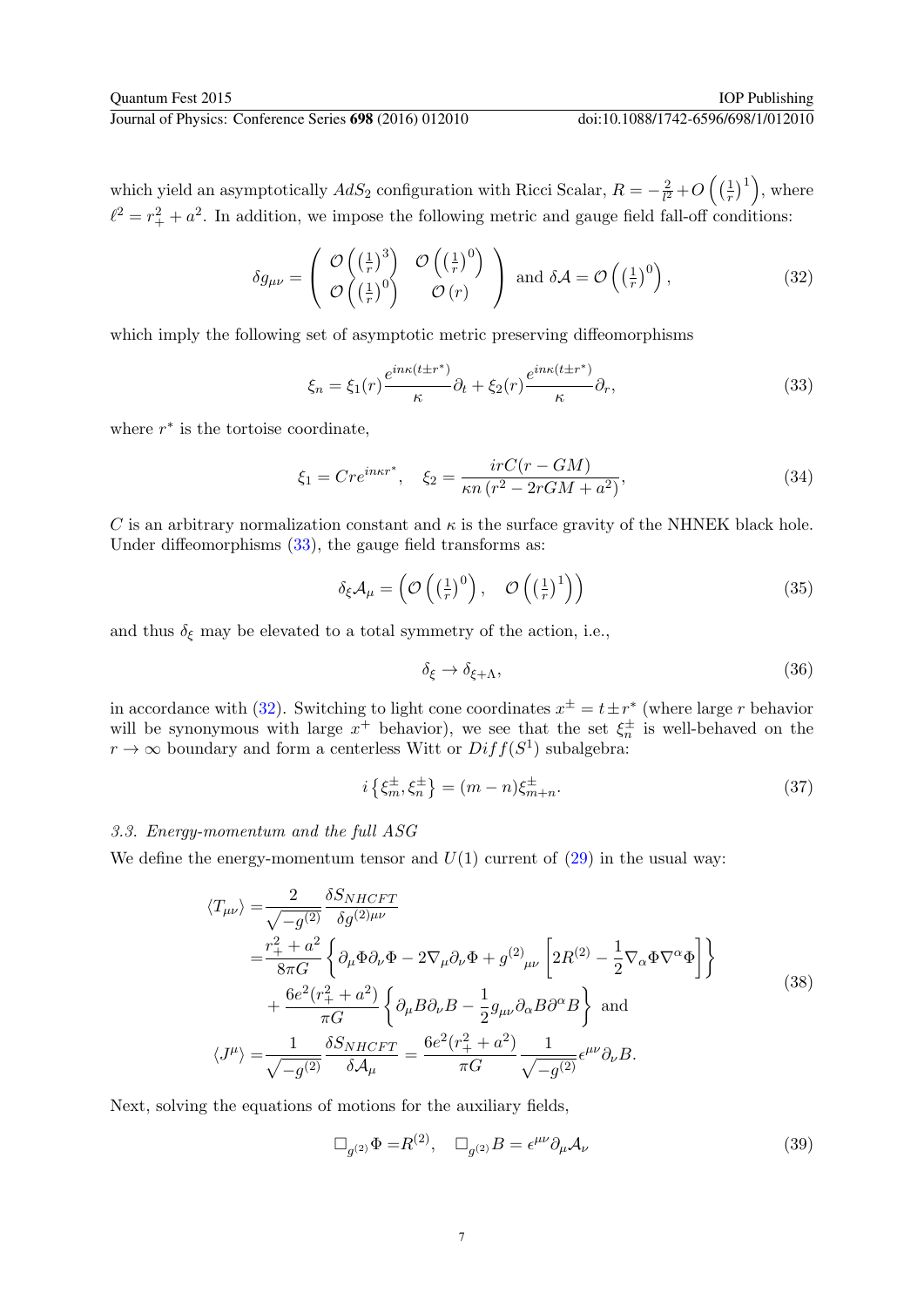which yield an asymptotically $AdS_2$ configuration with Ricci Scalar, $R = -\frac{2}{l^2} + O\left(\left(\frac{1}{r}\right)^1\right)$, where $\ell^2 = r_+^2 + a^2$. In addition, we impose the following metric and gauge field fall-off conditions:

$$\delta g_{\mu\nu} = \left( \begin{array}{cc} \mathcal{O}\left(\left(\frac{1}{r}\right)^3\right) & \mathcal{O}\left(\left(\frac{1}{r}\right)^0\right) \\ \mathcal{O}\left(\left(\frac{1}{r}\right)^0\right) & \mathcal{O}\left(r\right) \end{array} \right) \text{ and } \delta \mathcal{A} = \mathcal{O}\left(\left(\frac{1}{r}\right)^0\right), \tag{32}$$

which imply the following set of asymptotic metric preserving diffeomorphisms

$$\xi_n = \xi_1(r) \frac{e^{in\kappa(t \pm r^*)}}{\kappa} \partial_t + \xi_2(r) \frac{e^{in\kappa(t \pm r^*)}}{\kappa} \partial_r, \tag{33}$$

where $r^*$ is the tortoise coordinate,

$$\xi_1 = Cre^{in\kappa r^*}, \quad \xi_2 = \frac{irC(r - GM)}{\kappa n\left(r^2 - 2rGM + a^2\right)}, \tag{34}$$

$C$ is an arbitrary normalization constant and $\kappa$ is the surface gravity of the NHNEK black hole. Under diffeomorphisms (33), the gauge field transforms as:

$$\delta_\xi \mathcal{A}_\mu = \left( \mathcal{O}\left(\left(\frac{1}{r}\right)^0\right), \quad \mathcal{O}\left(\left(\frac{1}{r}\right)^1\right) \right) \tag{35}$$

and thus $\delta_\xi$ may be elevated to a total symmetry of the action, i.e.,

$$\delta_\xi \rightarrow \delta_{\xi + \Lambda}, \tag{36}$$

in accordance with (32). Switching to light cone coordinates $x^\pm = t \pm r^*$ (where large $r$ behavior will be synonymous with large $x^+$ behavior), we see that the set $\xi_n^\pm$ is well-behaved on the $r \rightarrow \infty$ boundary and form a centerless Witt or $Diff(S^1)$ subalgebra:

$$i\left\{\xi_m^\pm, \xi_n^\pm\right\} = (m - n)\xi_{m+n}^\pm. \tag{37}$$

### 3.3. Energy-momentum and the full ASG

We define the energy-momentum tensor and $U(1)$ current of (29) in the usual way:

$$\begin{aligned}
\langle T_{\mu\nu} \rangle =& \frac{2}{\sqrt{-g^{(2)}}} \frac{\delta S_{NHCFT}}{\delta g^{(2)\mu\nu}} \\
=& \frac{r_+^2 + a^2}{8\pi G} \left\{ \partial_\mu \Phi \partial_\nu \Phi - 2\nabla_\mu \partial_\nu \Phi + g^{(2)}{}_{\mu\nu} \left[ 2R^{(2)} - \frac{1}{2} \nabla_\alpha \Phi \nabla^\alpha \Phi \right] \right\} \\
&+ \frac{6e^2(r_+^2 + a^2)}{\pi G} \left\{ \partial_\mu B \partial_\nu B - \frac{1}{2} g_{\mu\nu} \partial_\alpha B \partial^\alpha B \right\} \text{ and} \\
\langle J^\mu \rangle =& \frac{1}{\sqrt{-g^{(2)}}} \frac{\delta S_{NHCFT}}{\delta \mathcal{A}_\mu} = \frac{6e^2(r_+^2 + a^2)}{\pi G} \frac{1}{\sqrt{-g^{(2)}}} \epsilon^{\mu\nu} \partial_\nu B.
\end{aligned} \tag{38}$$

Next, solving the equations of motions for the auxiliary fields,

$$\Box_{g^{(2)}} \Phi = R^{(2)}, \quad \Box_{g^{(2)}} B = \epsilon^{\mu\nu} \partial_\mu \mathcal{A}_\nu \tag{39}$$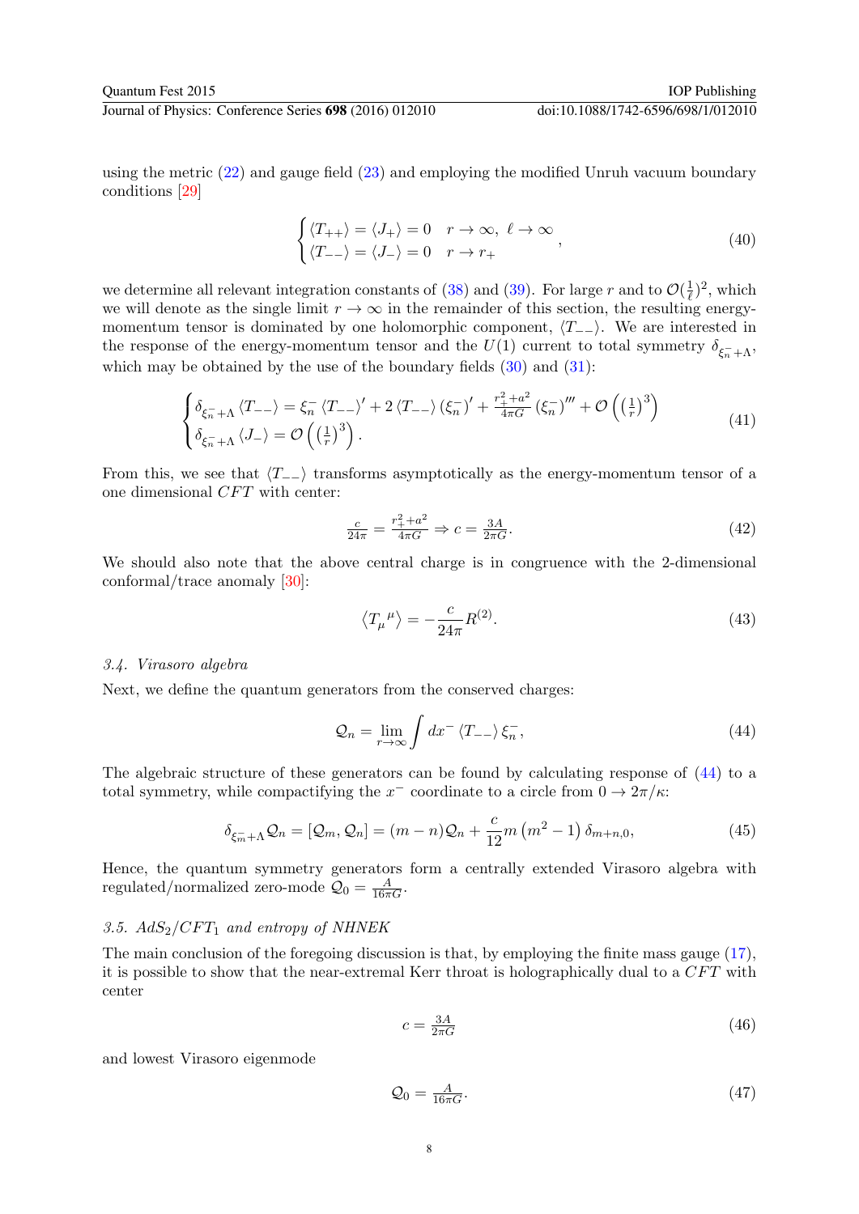using the metric (22) and gauge field (23) and employing the modified Unruh vacuum boundary conditions [29]

$$\begin{cases} \langle T_{++} \rangle = \langle J_{+} \rangle = 0 & r \to \infty, \ \ell \to \infty \\ \langle T_{--} \rangle = \langle J_{-} \rangle = 0 & r \to r_{+} \end{cases}, \tag{40}$$

we determine all relevant integration constants of (38) and (39). For large $r$ and to $\mathcal{O}(\frac{1}{\ell})^2$, which we will denote as the single limit $r \to \infty$ in the remainder of this section, the resulting energy-momentum tensor is dominated by one holomorphic component, $\langle T_{--} \rangle$. We are interested in the response of the energy-momentum tensor and the $U(1)$ current to total symmetry $\delta_{\xi_n^- + \Lambda}$, which may be obtained by the use of the boundary fields (30) and (31):

$$\begin{cases} \delta_{\xi_n^- + \Lambda} \langle T_{--} \rangle = \xi_n^- \langle T_{--} \rangle' + 2 \langle T_{--} \rangle (\xi_n^-)' + \frac{r_+^2 + a^2}{4\pi G} (\xi_n^-)''' + \mathcal{O}\left( \left(\frac{1}{r}\right)^3 \right) \\ \delta_{\xi_n^- + \Lambda} \langle J_{-} \rangle = \mathcal{O}\left( \left(\frac{1}{r}\right)^3 \right). \end{cases} \tag{41}$$

From this, we see that $\langle T_{--} \rangle$ transforms asymptotically as the energy-momentum tensor of a one dimensional $CFT$ with center:

$$\frac{c}{24\pi} = \frac{r_+^2 + a^2}{4\pi G} \Rightarrow c = \frac{3A}{2\pi G}. \tag{42}$$

We should also note that the above central charge is in congruence with the 2-dimensional conformal/trace anomaly [30]:

$$\langle T_{\mu}{}^{\mu} \rangle = -\frac{c}{24\pi} R^{(2)}. \tag{43}$$

### 3.4. Virasoro algebra

Next, we define the quantum generators from the conserved charges:

$$\mathcal{Q}_n = \lim_{r \to \infty} \int dx^- \langle T_{--} \rangle \xi_n^-, \tag{44}$$

The algebraic structure of these generators can be found by calculating response of (44) to a total symmetry, while compactifying the $x^-$ coordinate to a circle from $0 \to 2\pi/\kappa$:

$$\delta_{\xi_m^- + \Lambda} \mathcal{Q}_n = [\mathcal{Q}_m, \mathcal{Q}_n] = (m-n)\mathcal{Q}_n + \frac{c}{12} m \left(m^2 - 1\right) \delta_{m+n,0}, \tag{45}$$

Hence, the quantum symmetry generators form a centrally extended Virasoro algebra with regulated/normalized zero-mode $\mathcal{Q}_0 = \frac{A}{16\pi G}$.

### 3.5. $AdS_2/CFT_1$ and entropy of NHNEK

The main conclusion of the foregoing discussion is that, by employing the finite mass gauge (17), it is possible to show that the near-extremal Kerr throat is holographically dual to a $CFT$ with center

$$c = \frac{3A}{2\pi G} \tag{46}$$

and lowest Virasoro eigenmode

$$\mathcal{Q}_0 = \frac{A}{16\pi G}. \tag{47}$$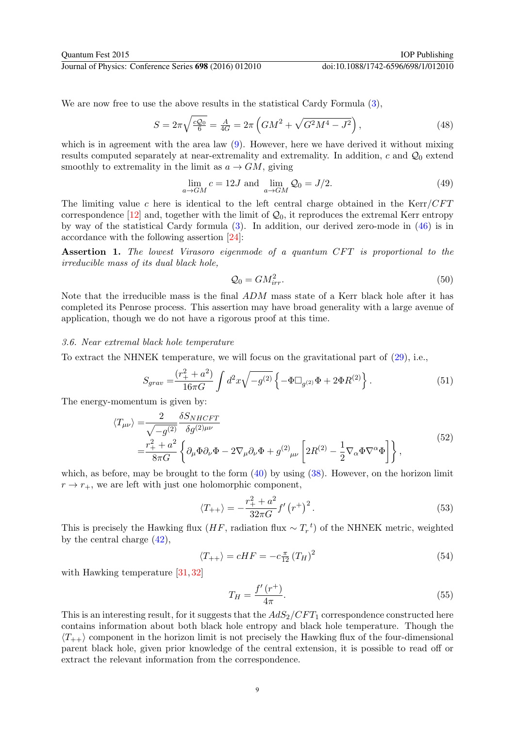We are now free to use the above results in the statistical Cardy Formula (3),

$$S = 2\pi\sqrt{\tfrac{c\mathcal{Q}_0}{6}} = \tfrac{A}{4G} = 2\pi\left(GM^2 + \sqrt{G^2M^4 - J^2}\right), \tag{48}$$

which is in agreement with the area law (9). However, here we have derived it without mixing results computed separately at near-extremality and extremality. In addition, $c$ and $\mathcal{Q}_0$ extend smoothly to extremality in the limit as $a \to GM$, giving

$$\lim_{a\to GM} c = 12J \text{ and } \lim_{a\to GM} \mathcal{Q}_0 = J/2. \tag{49}$$

The limiting value $c$ here is identical to the left central charge obtained in the Kerr/$CFT$ correspondence [12] and, together with the limit of $\mathcal{Q}_0$, it reproduces the extremal Kerr entropy by way of the statistical Cardy formula (3). In addition, our derived zero-mode in (46) is in accordance with the following assertion [24]:

**Assertion 1.** *The lowest Virasoro eigenmode of a quantum CFT is proportional to the irreducible mass of its dual black hole,*

$$\mathcal{Q}_0 = GM_{irr}^2. \tag{50}$$

Note that the irreducible mass is the final $ADM$ mass state of a Kerr black hole after it has completed its Penrose process. This assertion may have broad generality with a large avenue of application, though we do not have a rigorous proof at this time.

### 3.6. Near extremal black hole temperature

To extract the NHNEK temperature, we will focus on the gravitational part of (29), i.e.,

$$S_{grav} = \frac{(r_+^2 + a^2)}{16\pi G}\int d^2x\sqrt{-g^{(2)}}\left\{-\Phi\Box_{g^{(2)}}\Phi + 2\Phi R^{(2)}\right\}. \tag{51}$$

The energy-momentum is given by:

$$\begin{aligned}
\langle T_{\mu\nu}\rangle =& \frac{2}{\sqrt{-g^{(2)}}}\frac{\delta S_{NHCFT}}{\delta g^{(2)\mu\nu}} \\
=& \frac{r_+^2 + a^2}{8\pi G}\left\{\partial_\mu\Phi\partial_\nu\Phi - 2\nabla_\mu\partial_\nu\Phi + g^{(2)}{}_{\mu\nu}\left[2R^{(2)} - \frac{1}{2}\nabla_\alpha\Phi\nabla^\alpha\Phi\right]\right\},
\end{aligned} \tag{52}$$

which, as before, may be brought to the form (40) by using (38). However, on the horizon limit $r \to r_+$, we are left with just one holomorphic component,

$$\langle T_{++}\rangle = -\frac{r_+^2 + a^2}{32\pi G}f'\left(r^+\right)^2. \tag{53}$$

This is precisely the Hawking flux ($HF$, radiation flux $\sim T_r{}^t$) of the NHNEK metric, weighted by the central charge (42),

$$\langle T_{++}\rangle = cHF = -c\tfrac{\pi}{12}\left(T_H\right)^2 \tag{54}$$

with Hawking temperature [31, 32]

$$T_H = \frac{f'\left(r^+\right)}{4\pi}. \tag{55}$$

This is an interesting result, for it suggests that the $AdS_2/CFT_1$ correspondence constructed here contains information about both black hole entropy and black hole temperature. Though the $\langle T_{++}\rangle$ component in the horizon limit is not precisely the Hawking flux of the four-dimensional parent black hole, given prior knowledge of the central extension, it is possible to read off or extract the relevant information from the correspondence.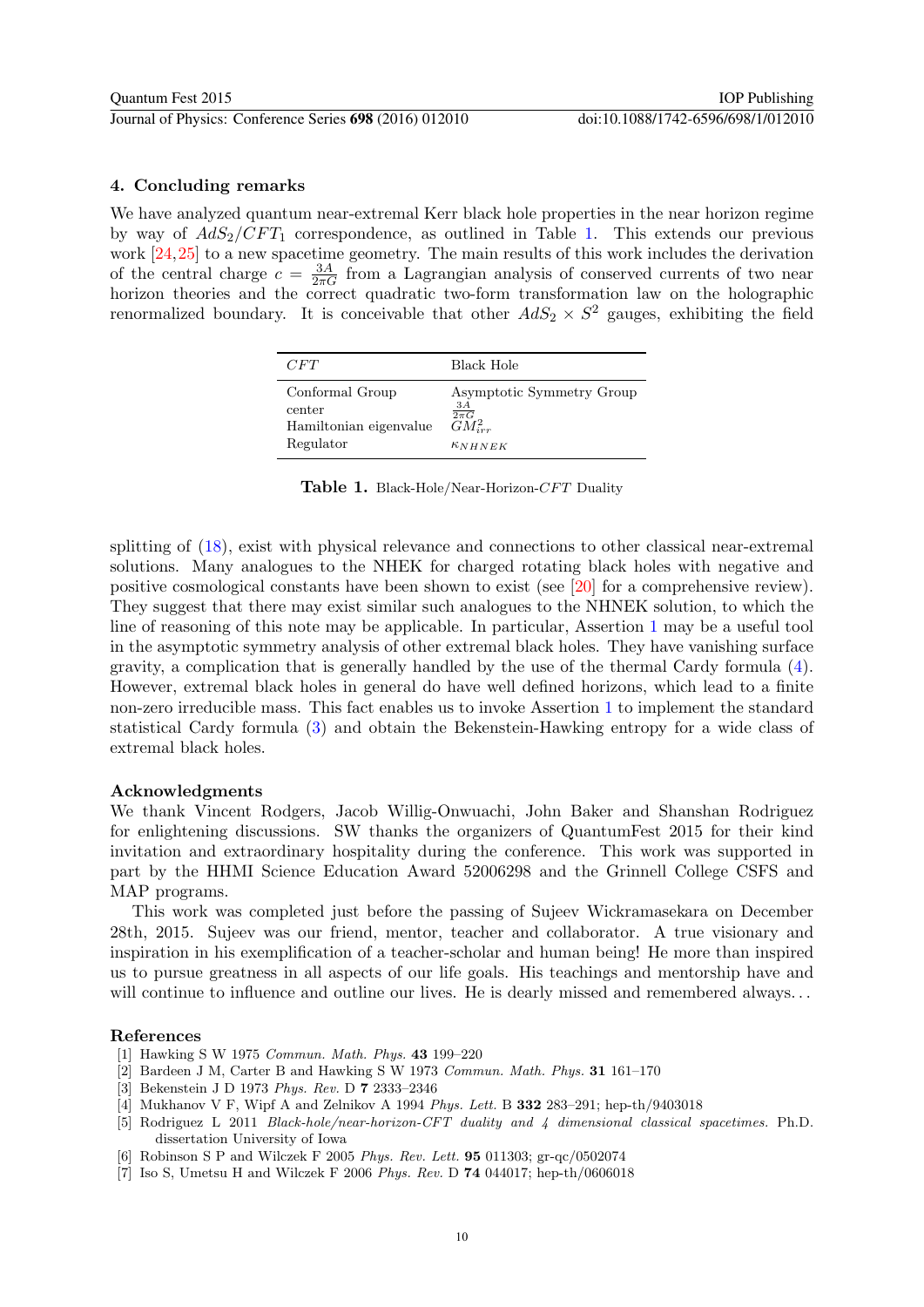## 4. Concluding remarks

We have analyzed quantum near-extremal Kerr black hole properties in the near horizon regime by way of $AdS_2/CFT_1$ correspondence, as outlined in Table 1. This extends our previous work [24,25] to a new spacetime geometry. The main results of this work includes the derivation of the central charge $c = \frac{3A}{2\pi G}$ from a Lagrangian analysis of conserved currents of two near horizon theories and the correct quadratic two-form transformation law on the holographic renormalized boundary. It is conceivable that other $AdS_2 \times S^2$ gauges, exhibiting the field splitting of (18), exist with physical relevance and connections to other classical near-extremal solutions. Many analogues to the NHEK for charged rotating black holes with negative and positive cosmological constants have been shown to exist (see [20] for a comprehensive review). They suggest that there may exist similar such analogues to the NHNEK solution, to which the line of reasoning of this note may be applicable. In particular, Assertion 1 may be a useful tool in the asymptotic symmetry analysis of other extremal black holes. They have vanishing surface gravity, a complication that is generally handled by the use of the thermal Cardy formula (4). However, extremal black holes in general do have well defined horizons, which lead to a finite non-zero irreducible mass. This fact enables us to invoke Assertion 1 to implement the standard statistical Cardy formula (3) and obtain the Bekenstein-Hawking entropy for a wide class of extremal black holes.

| $CFT$ | Black Hole |
|---|---|
| Conformal Group | Asymptotic Symmetry Group |
| center | $\frac{3A}{2\pi G}$ |
| Hamiltonian eigenvalue | $GM_{irr}^2$ |
| Regulator | $\kappa_{NHNEK}$ |

**Table 1.** Black-Hole/Near-Horizon-$CFT$ Duality

### Acknowledgments

We thank Vincent Rodgers, Jacob Willig-Onwuachi, John Baker and Shanshan Rodriguez for enlightening discussions. SW thanks the organizers of QuantumFest 2015 for their kind invitation and extraordinary hospitality during the conference. This work was supported in part by the HHMI Science Education Award 52006298 and the Grinnell College CSFS and MAP programs.

This work was completed just before the passing of Sujeev Wickramasekara on December 28th, 2015. Sujeev was our friend, mentor, teacher and collaborator. A true visionary and inspiration in his exemplification of a teacher-scholar and human being! He more than inspired us to pursue greatness in all aspects of our life goals. His teachings and mentorship have and will continue to influence and outline our lives. He is dearly missed and remembered always...

### References

[1] Hawking S W 1975 *Commun. Math. Phys.* **43** 199–220
[2] Bardeen J M, Carter B and Hawking S W 1973 *Commun. Math. Phys.* **31** 161–170
[3] Bekenstein J D 1973 *Phys. Rev.* D **7** 2333–2346
[4] Mukhanov V F, Wipf A and Zelnikov A 1994 *Phys. Lett.* B **332** 283–291; hep-th/9403018
[5] Rodriguez L 2011 *Black-hole/near-horizon-CFT duality and 4 dimensional classical spacetimes.* Ph.D. dissertation University of Iowa
[6] Robinson S P and Wilczek F 2005 *Phys. Rev. Lett.* **95** 011303; gr-qc/0502074
[7] Iso S, Umetsu H and Wilczek F 2006 *Phys. Rev.* D **74** 044017; hep-th/0606018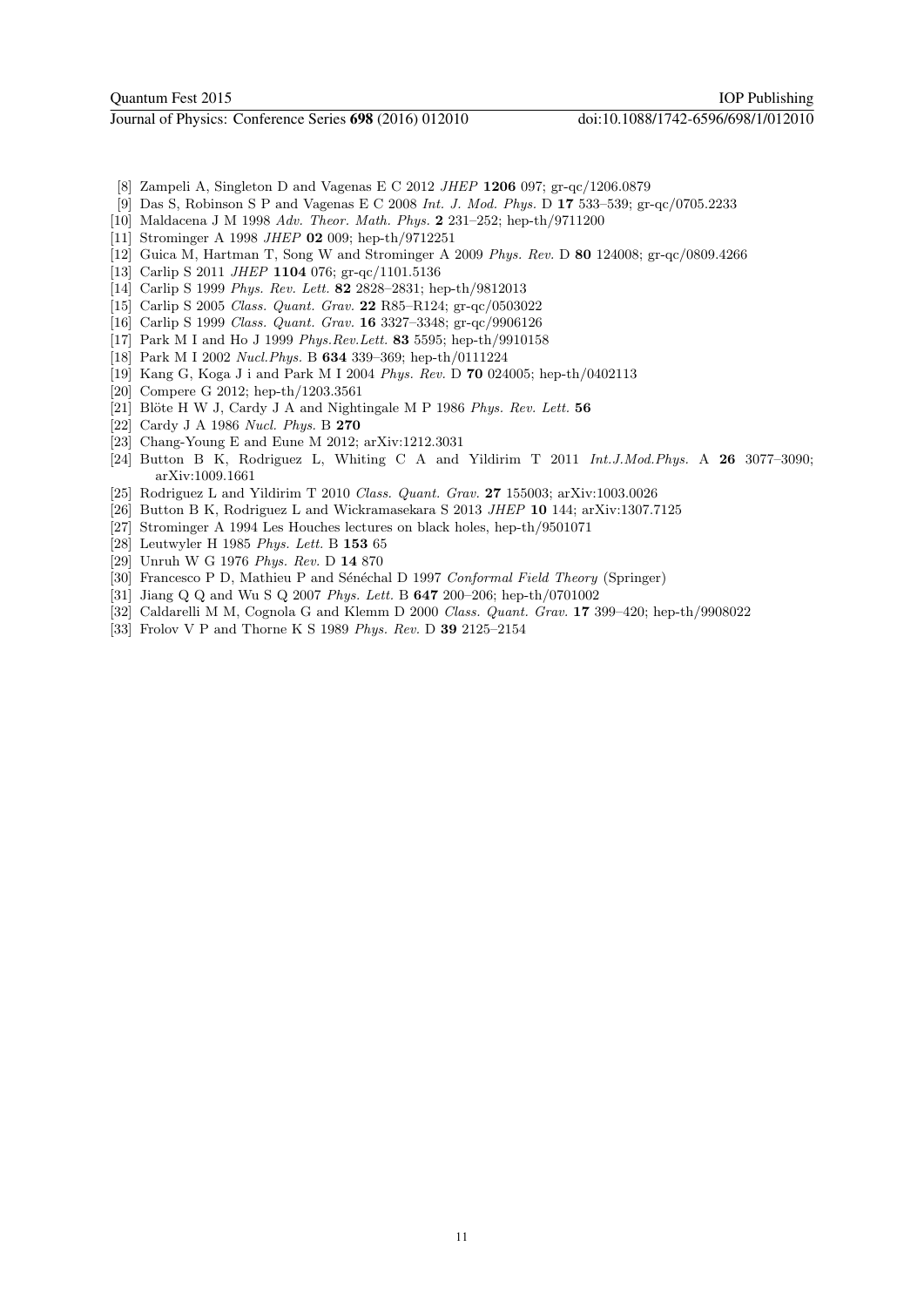- [8] Zampeli A, Singleton D and Vagenas E C 2012 *JHEP* **1206** 097; gr-qc/1206.0879
- [9] Das S, Robinson S P and Vagenas E C 2008 *Int. J. Mod. Phys.* D **17** 533–539; gr-qc/0705.2233
- [10] Maldacena J M 1998 *Adv. Theor. Math. Phys.* **2** 231–252; hep-th/9711200
- [11] Strominger A 1998 *JHEP* **02** 009; hep-th/9712251
- [12] Guica M, Hartman T, Song W and Strominger A 2009 *Phys. Rev.* D **80** 124008; gr-qc/0809.4266
- [13] Carlip S 2011 *JHEP* **1104** 076; gr-qc/1101.5136
- [14] Carlip S 1999 *Phys. Rev. Lett.* **82** 2828–2831; hep-th/9812013
- [15] Carlip S 2005 *Class. Quant. Grav.* **22** R85–R124; gr-qc/0503022
- [16] Carlip S 1999 *Class. Quant. Grav.* **16** 3327–3348; gr-qc/9906126
- [17] Park M I and Ho J 1999 *Phys.Rev.Lett.* **83** 5595; hep-th/9910158
- [18] Park M I 2002 *Nucl.Phys.* B **634** 339–369; hep-th/0111224
- [19] Kang G, Koga J i and Park M I 2004 *Phys. Rev.* D **70** 024005; hep-th/0402113
- [20] Compere G 2012; hep-th/1203.3561
- [21] Blöte H W J, Cardy J A and Nightingale M P 1986 *Phys. Rev. Lett.* **56**
- [22] Cardy J A 1986 *Nucl. Phys.* B **270**
- [23] Chang-Young E and Eune M 2012; arXiv:1212.3031
- [24] Button B K, Rodriguez L, Whiting C A and Yildirim T 2011 *Int.J.Mod.Phys.* A **26** 3077–3090; arXiv:1009.1661
- [25] Rodriguez L and Yildirim T 2010 *Class. Quant. Grav.* **27** 155003; arXiv:1003.0026
- [26] Button B K, Rodriguez L and Wickramasekara S 2013 *JHEP* **10** 144; arXiv:1307.7125
- [27] Strominger A 1994 Les Houches lectures on black holes, hep-th/9501071
- [28] Leutwyler H 1985 *Phys. Lett.* B **153** 65
- [29] Unruh W G 1976 *Phys. Rev.* D **14** 870
- [30] Francesco P D, Mathieu P and Sénéchal D 1997 *Conformal Field Theory* (Springer)
- [31] Jiang Q Q and Wu S Q 2007 *Phys. Lett.* B **647** 200–206; hep-th/0701002
- [32] Caldarelli M M, Cognola G and Klemm D 2000 *Class. Quant. Grav.* **17** 399–420; hep-th/9908022
- [33] Frolov V P and Thorne K S 1989 *Phys. Rev.* D **39** 2125–2154